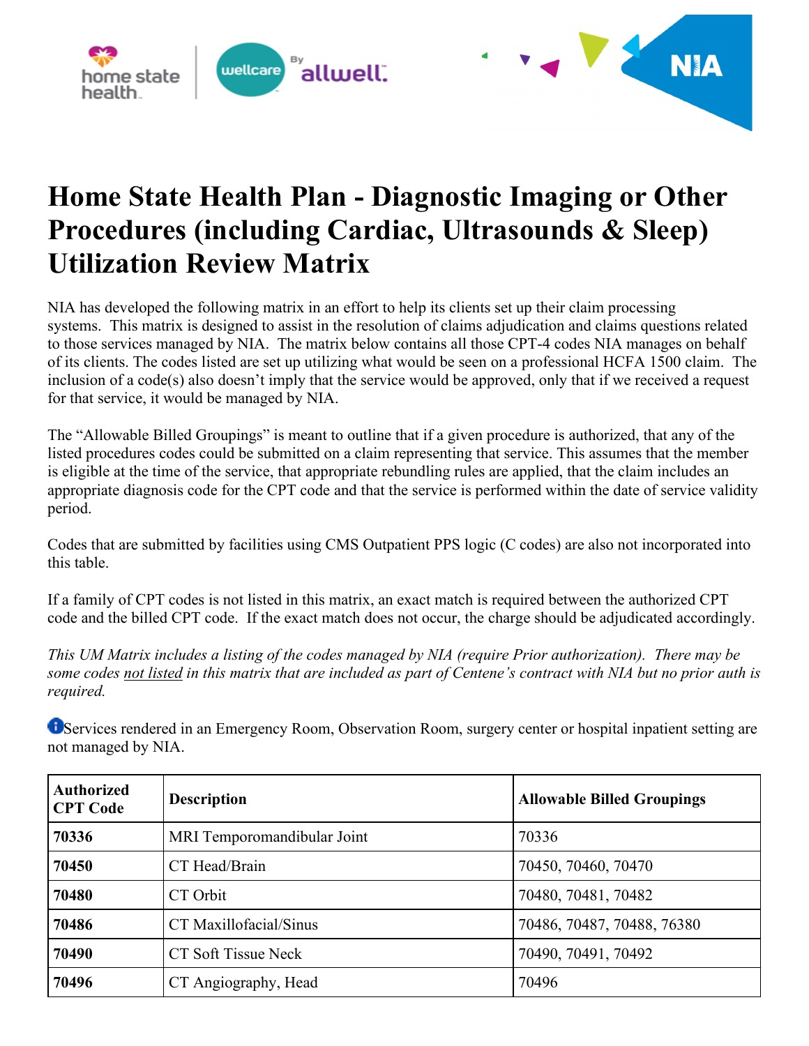# Home State Health Plan - Diagnostic Imaging or Other Procedures (including Cardiac, Ultrasounds & Sleep) Utilization Review Matrix

NIA has developed the following matrix in an effort to help its clients set up their claim processing systems. This matrix is designed to assist in the resolution of claims adjudication and claims questions related to those services managed by NIA. The matrix below contains all those CPT-4 codes NIA manages on behalf of its clients. The codes listed are set up utilizing what would be seen on a professional HCFA 1500 claim. The inclusion of a code(s) also doesn't imply that the service would be approved, only that if we received a request for that service, it would be managed by NIA.

The "Allowable Billed Groupings" is meant to outline that if a given procedure is authorized, that any of the listed procedures codes could be submitted on a claim representing that service. This assumes that the member is eligible at the time of the service, that appropriate rebundling rules are applied, that the claim includes an appropriate diagnosis code for the CPT code and that the service is performed within the date of service validity period.

Codes that are submitted by facilities using CMS Outpatient PPS logic (C codes) are also not incorporated into this table.

If a family of CPT codes is not listed in this matrix, an exact match is required between the authorized CPT code and the billed CPT code. If the exact match does not occur, the charge should be adjudicated accordingly.

*This UM Matrix includes a listing of the codes managed by NIA (require Prior authorization). There may be some codes not listed in this matrix that are included as part of Centene's contract with NIA but no prior auth is required.*

Services rendered in an Emergency Room, Observation Room, surgery center or hospital inpatient setting are not managed by NIA.

| Authorized CPT Code | Description | Allowable Billed Groupings |
|---|---|---|
| **70336** | MRI Temporomandibular Joint | 70336 |
| **70450** | CT Head/Brain | 70450, 70460, 70470 |
| **70480** | CT Orbit | 70480, 70481, 70482 |
| **70486** | CT Maxillofacial/Sinus | 70486, 70487, 70488, 76380 |
| **70490** | CT Soft Tissue Neck | 70490, 70491, 70492 |
| **70496** | CT Angiography, Head | 70496 |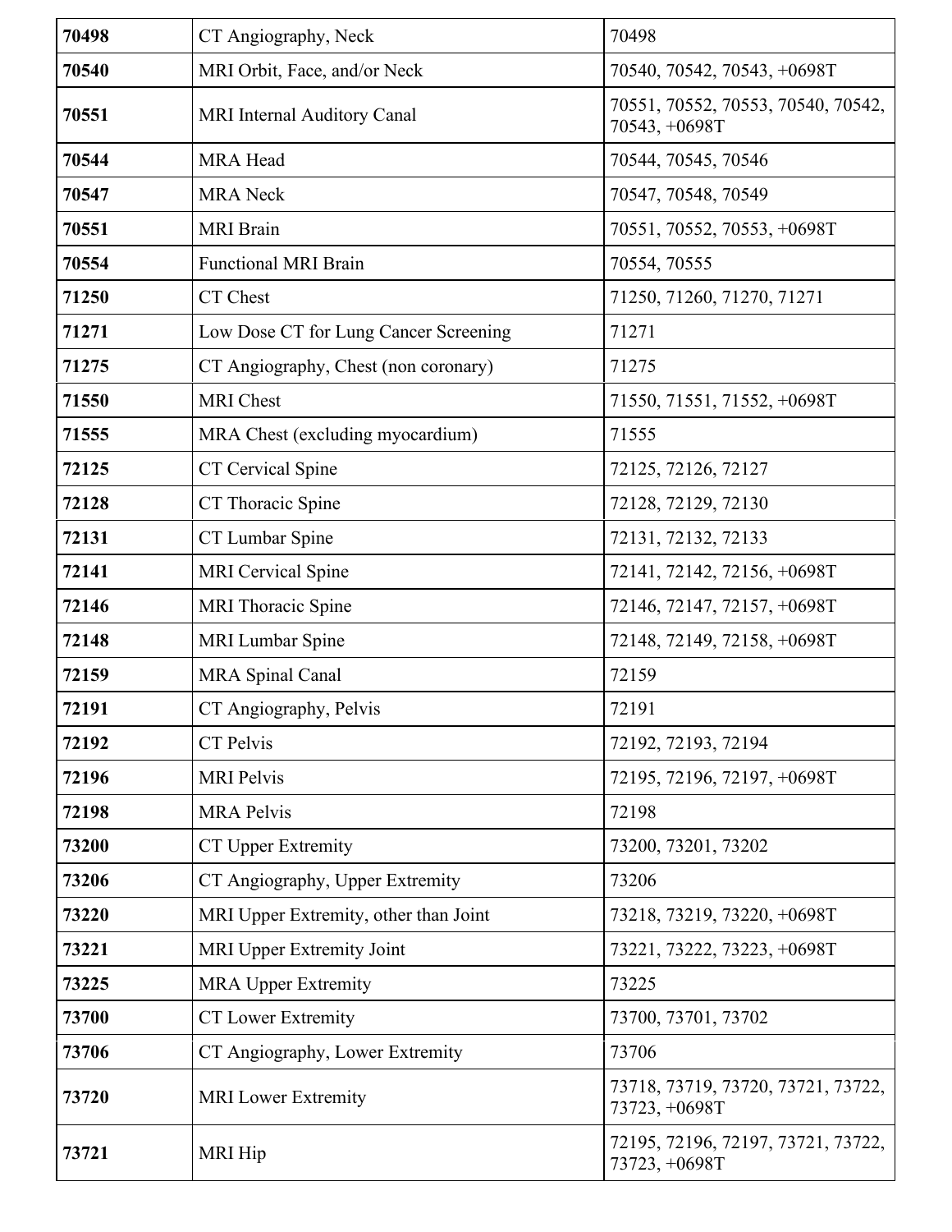| **70498** | CT Angiography, Neck | 70498 |
|---|---|---|
| **70540** | MRI Orbit, Face, and/or Neck | 70540, 70542, 70543, +0698T |
| **70551** | MRI Internal Auditory Canal | 70551, 70552, 70553, 70540, 70542, 70543, +0698T |
| **70544** | MRA Head | 70544, 70545, 70546 |
| **70547** | MRA Neck | 70547, 70548, 70549 |
| **70551** | MRI Brain | 70551, 70552, 70553, +0698T |
| **70554** | Functional MRI Brain | 70554, 70555 |
| **71250** | CT Chest | 71250, 71260, 71270, 71271 |
| **71271** | Low Dose CT for Lung Cancer Screening | 71271 |
| **71275** | CT Angiography, Chest (non coronary) | 71275 |
| **71550** | MRI Chest | 71550, 71551, 71552, +0698T |
| **71555** | MRA Chest (excluding myocardium) | 71555 |
| **72125** | CT Cervical Spine | 72125, 72126, 72127 |
| **72128** | CT Thoracic Spine | 72128, 72129, 72130 |
| **72131** | CT Lumbar Spine | 72131, 72132, 72133 |
| **72141** | MRI Cervical Spine | 72141, 72142, 72156, +0698T |
| **72146** | MRI Thoracic Spine | 72146, 72147, 72157, +0698T |
| **72148** | MRI Lumbar Spine | 72148, 72149, 72158, +0698T |
| **72159** | MRA Spinal Canal | 72159 |
| **72191** | CT Angiography, Pelvis | 72191 |
| **72192** | CT Pelvis | 72192, 72193, 72194 |
| **72196** | MRI Pelvis | 72195, 72196, 72197, +0698T |
| **72198** | MRA Pelvis | 72198 |
| **73200** | CT Upper Extremity | 73200, 73201, 73202 |
| **73206** | CT Angiography, Upper Extremity | 73206 |
| **73220** | MRI Upper Extremity, other than Joint | 73218, 73219, 73220, +0698T |
| **73221** | MRI Upper Extremity Joint | 73221, 73222, 73223, +0698T |
| **73225** | MRA Upper Extremity | 73225 |
| **73700** | CT Lower Extremity | 73700, 73701, 73702 |
| **73706** | CT Angiography, Lower Extremity | 73706 |
| **73720** | MRI Lower Extremity | 73718, 73719, 73720, 73721, 73722, 73723, +0698T |
| **73721** | MRI Hip | 72195, 72196, 72197, 73721, 73722, 73723, +0698T |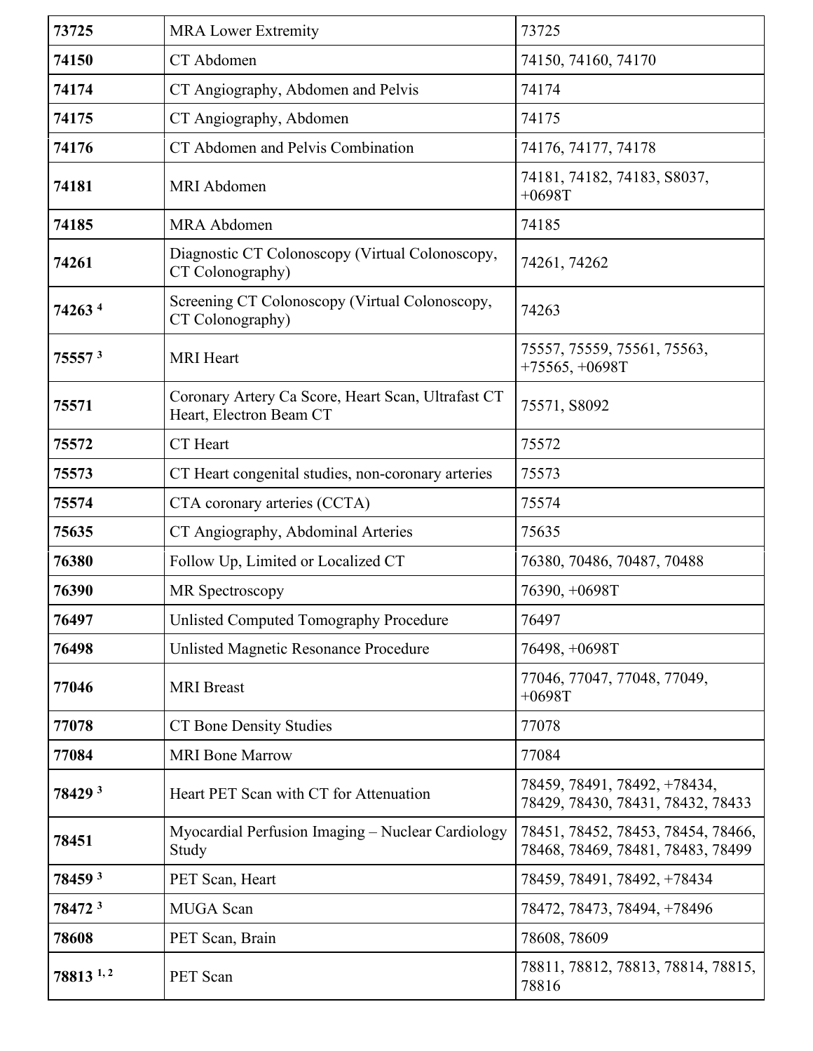| | | |
|---|---|---|
| **73725** | MRA Lower Extremity | 73725 |
| **74150** | CT Abdomen | 74150, 74160, 74170 |
| **74174** | CT Angiography, Abdomen and Pelvis | 74174 |
| **74175** | CT Angiography, Abdomen | 74175 |
| **74176** | CT Abdomen and Pelvis Combination | 74176, 74177, 74178 |
| **74181** | MRI Abdomen | 74181, 74182, 74183, S8037, +0698T |
| **74185** | MRA Abdomen | 74185 |
| **74261** | Diagnostic CT Colonoscopy (Virtual Colonoscopy, CT Colonography) | 74261, 74262 |
| **74263** [4] | Screening CT Colonoscopy (Virtual Colonoscopy, CT Colonography) | 74263 |
| **75557** [3] | MRI Heart | 75557, 75559, 75561, 75563, +75565, +0698T |
| **75571** | Coronary Artery Ca Score, Heart Scan, Ultrafast CT Heart, Electron Beam CT | 75571, S8092 |
| **75572** | CT Heart | 75572 |
| **75573** | CT Heart congenital studies, non-coronary arteries | 75573 |
| **75574** | CTA coronary arteries (CCTA) | 75574 |
| **75635** | CT Angiography, Abdominal Arteries | 75635 |
| **76380** | Follow Up, Limited or Localized CT | 76380, 70486, 70487, 70488 |
| **76390** | MR Spectroscopy | 76390, +0698T |
| **76497** | Unlisted Computed Tomography Procedure | 76497 |
| **76498** | Unlisted Magnetic Resonance Procedure | 76498, +0698T |
| **77046** | MRI Breast | 77046, 77047, 77048, 77049, +0698T |
| **77078** | CT Bone Density Studies | 77078 |
| **77084** | MRI Bone Marrow | 77084 |
| **78429** [3] | Heart PET Scan with CT for Attenuation | 78459, 78491, 78492, +78434, 78429, 78430, 78431, 78432, 78433 |
| **78451** | Myocardial Perfusion Imaging – Nuclear Cardiology Study | 78451, 78452, 78453, 78454, 78466, 78468, 78469, 78481, 78483, 78499 |
| **78459** [3] | PET Scan, Heart | 78459, 78491, 78492, +78434 |
| **78472** [3] | MUGA Scan | 78472, 78473, 78494, +78496 |
| **78608** | PET Scan, Brain | 78608, 78609 |
| **78813** [1, 2] | PET Scan | 78811, 78812, 78813, 78814, 78815, 78816 |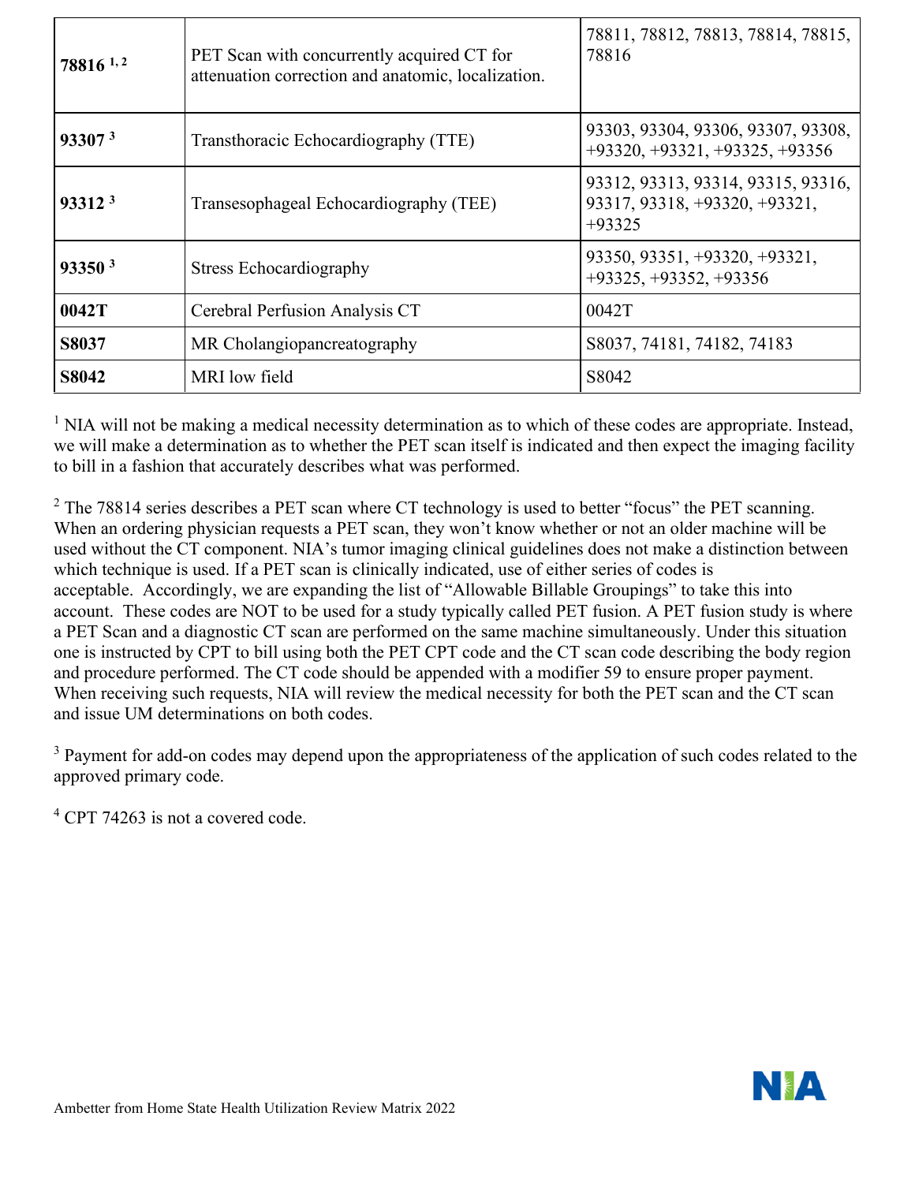| | | |
|---|---|---|
| **78816** [1, 2] | PET Scan with concurrently acquired CT for attenuation correction and anatomic, localization. | 78811, 78812, 78813, 78814, 78815, 78816 |
| **93307** [3] | Transthoracic Echocardiography (TTE) | 93303, 93304, 93306, 93307, 93308, +93320, +93321, +93325, +93356 |
| **93312** [3] | Transesophageal Echocardiography (TEE) | 93312, 93313, 93314, 93315, 93316, 93317, 93318, +93320, +93321, +93325 |
| **93350** [3] | Stress Echocardiography | 93350, 93351, +93320, +93321, +93325, +93352, +93356 |
| **0042T** | Cerebral Perfusion Analysis CT | 0042T |
| **S8037** | MR Cholangiopancreatography | S8037, 74181, 74182, 74183 |
| **S8042** | MRI low field | S8042 |

[1] NIA will not be making a medical necessity determination as to which of these codes are appropriate. Instead, we will make a determination as to whether the PET scan itself is indicated and then expect the imaging facility to bill in a fashion that accurately describes what was performed.

[2] The 78814 series describes a PET scan where CT technology is used to better "focus" the PET scanning. When an ordering physician requests a PET scan, they won't know whether or not an older machine will be used without the CT component. NIA's tumor imaging clinical guidelines does not make a distinction between which technique is used. If a PET scan is clinically indicated, use of either series of codes is acceptable. Accordingly, we are expanding the list of "Allowable Billable Groupings" to take this into account. These codes are NOT to be used for a study typically called PET fusion. A PET fusion study is where a PET Scan and a diagnostic CT scan are performed on the same machine simultaneously. Under this situation one is instructed by CPT to bill using both the PET CPT code and the CT scan code describing the body region and procedure performed. The CT code should be appended with a modifier 59 to ensure proper payment. When receiving such requests, NIA will review the medical necessity for both the PET scan and the CT scan and issue UM determinations on both codes.

[3] Payment for add-on codes may depend upon the appropriateness of the application of such codes related to the approved primary code.

[4] CPT 74263 is not a covered code.